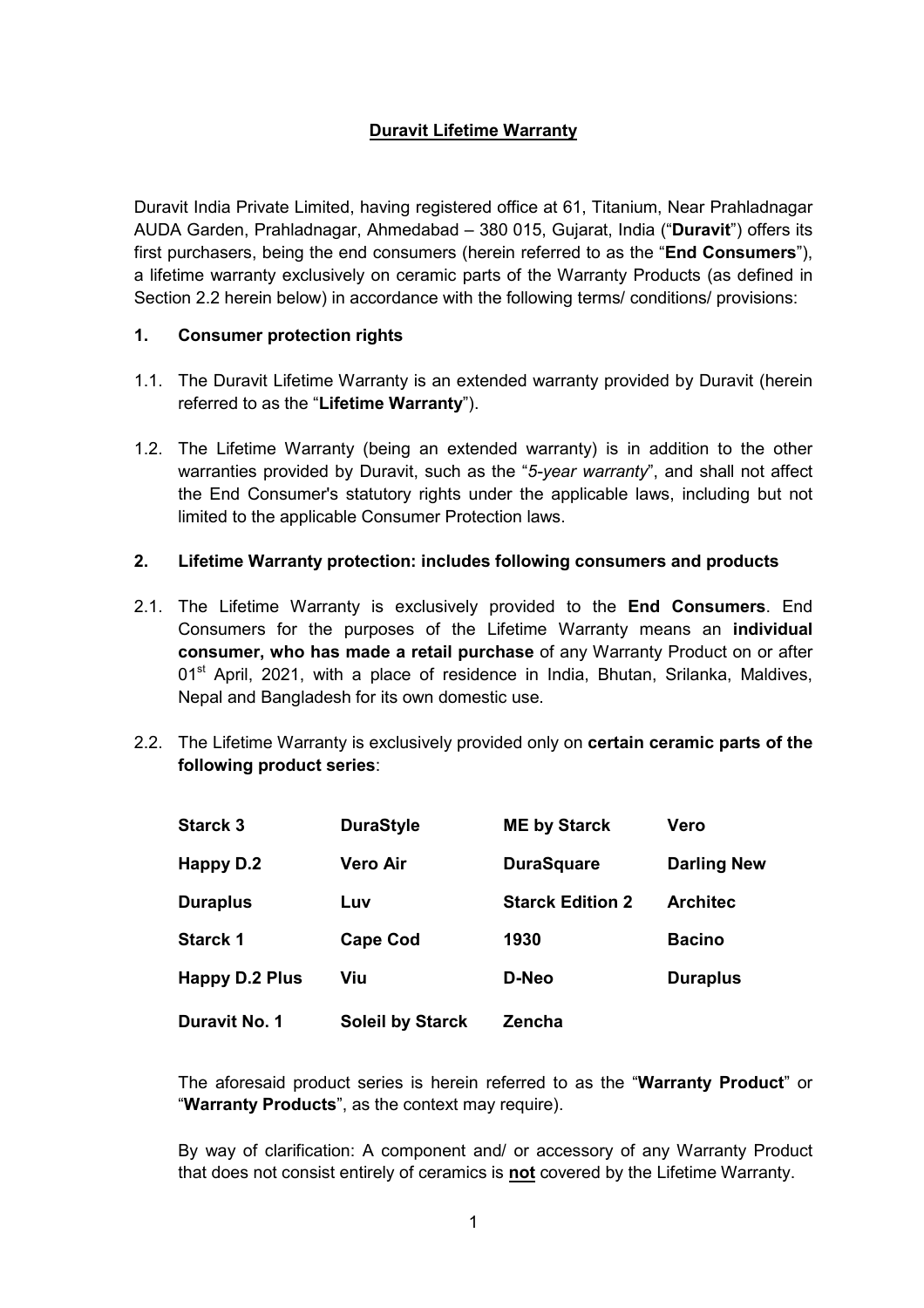## Duravit Lifetime Warranty

Duravit India Private Limited, having registered office at 61, Titanium, Near Prahladnagar AUDA Garden, Prahladnagar, Ahmedabad – 380 015, Gujarat, India ("**Duravit**") offers its first purchasers, being the end consumers (herein referred to as the "**End Consumers**"), a lifetime warranty exclusively on ceramic parts of the Warranty Products (as defined in Section 2.2 herein below) in accordance with the following terms/ conditions/ provisions:

### 1. Consumer protection rights

1.1. The Duravit Lifetime Warranty is an extended warranty provided by Duravit (herein referred to as the "**Lifetime Warranty**").

1.2. The Lifetime Warranty (being an extended warranty) is in addition to the other warranties provided by Duravit, such as the "*5-year warranty*", and shall not affect the End Consumer's statutory rights under the applicable laws, including but not limited to the applicable Consumer Protection laws.

### 2. Lifetime Warranty protection: includes following consumers and products

2.1. The Lifetime Warranty is exclusively provided to the **End Consumers**. End Consumers for the purposes of the Lifetime Warranty means an **individual consumer, who has made a retail purchase** of any Warranty Product on or after 01st April, 2021, with a place of residence in India, Bhutan, Srilanka, Maldives, Nepal and Bangladesh for its own domestic use.

2.2. The Lifetime Warranty is exclusively provided only on **certain ceramic parts of the following product series**:

| | | | |
|---|---|---|---|
| **Starck 3** | **DuraStyle** | **ME by Starck** | **Vero** |
| **Happy D.2** | **Vero Air** | **DuraSquare** | **Darling New** |
| **Duraplus** | **Luv** | **Starck Edition 2** | **Architec** |
| **Starck 1** | **Cape Cod** | **1930** | **Bacino** |
| **Happy D.2 Plus** | **Viu** | **D-Neo** | **Duraplus** |
| **Duravit No. 1** | **Soleil by Starck** | **Zencha** | |

The aforesaid product series is herein referred to as the "**Warranty Product**" or "**Warranty Products**", as the context may require).

By way of clarification: A component and/ or accessory of any Warranty Product that does not consist entirely of ceramics is **not** covered by the Lifetime Warranty.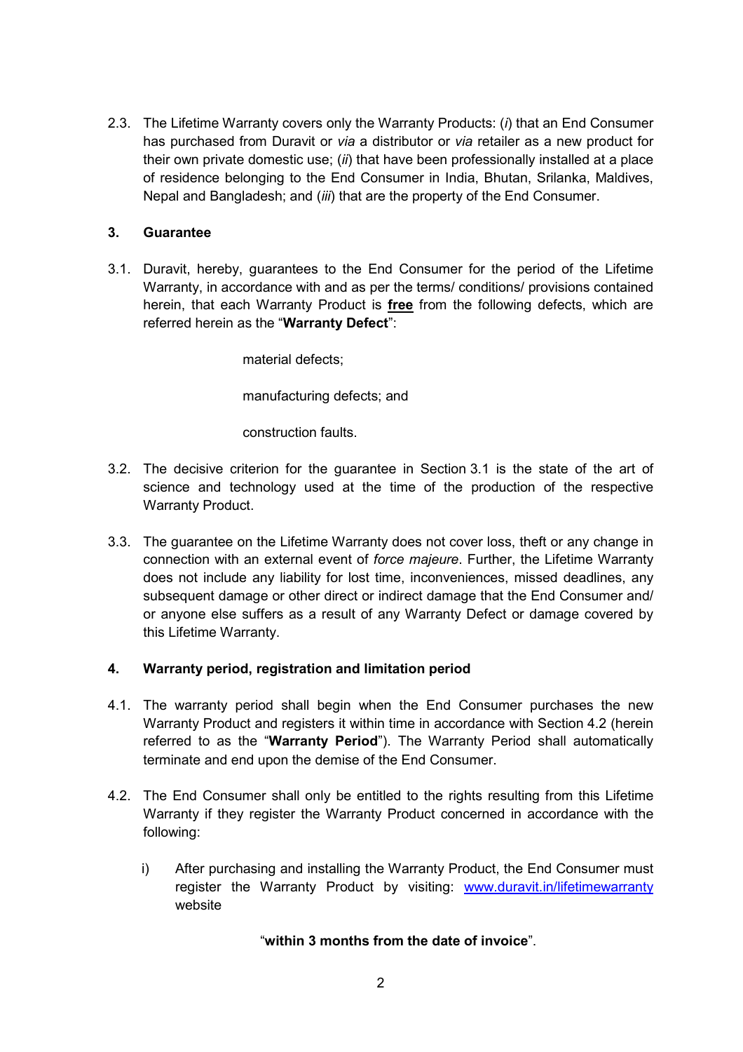2.3. The Lifetime Warranty covers only the Warranty Products: (*i*) that an End Consumer has purchased from Duravit or *via* a distributor or *via* retailer as a new product for their own private domestic use; (*ii*) that have been professionally installed at a place of residence belonging to the End Consumer in India, Bhutan, Srilanka, Maldives, Nepal and Bangladesh; and (*iii*) that are the property of the End Consumer.

## 3. Guarantee

3.1. Duravit, hereby, guarantees to the End Consumer for the period of the Lifetime Warranty, in accordance with and as per the terms/ conditions/ provisions contained herein, that each Warranty Product is **free** from the following defects, which are referred herein as the "**Warranty Defect**":

material defects;

manufacturing defects; and

construction faults.

3.2. The decisive criterion for the guarantee in Section 3.1 is the state of the art of science and technology used at the time of the production of the respective Warranty Product.

3.3. The guarantee on the Lifetime Warranty does not cover loss, theft or any change in connection with an external event of *force majeure*. Further, the Lifetime Warranty does not include any liability for lost time, inconveniences, missed deadlines, any subsequent damage or other direct or indirect damage that the End Consumer and/ or anyone else suffers as a result of any Warranty Defect or damage covered by this Lifetime Warranty.

## 4. Warranty period, registration and limitation period

4.1. The warranty period shall begin when the End Consumer purchases the new Warranty Product and registers it within time in accordance with Section 4.2 (herein referred to as the "**Warranty Period**"). The Warranty Period shall automatically terminate and end upon the demise of the End Consumer.

4.2. The End Consumer shall only be entitled to the rights resulting from this Lifetime Warranty if they register the Warranty Product concerned in accordance with the following:

i) After purchasing and installing the Warranty Product, the End Consumer must register the Warranty Product by visiting: [www.duravit.in/lifetimewarranty](http://www.duravit.in/lifetimewarranty) website

"**within 3 months from the date of invoice**".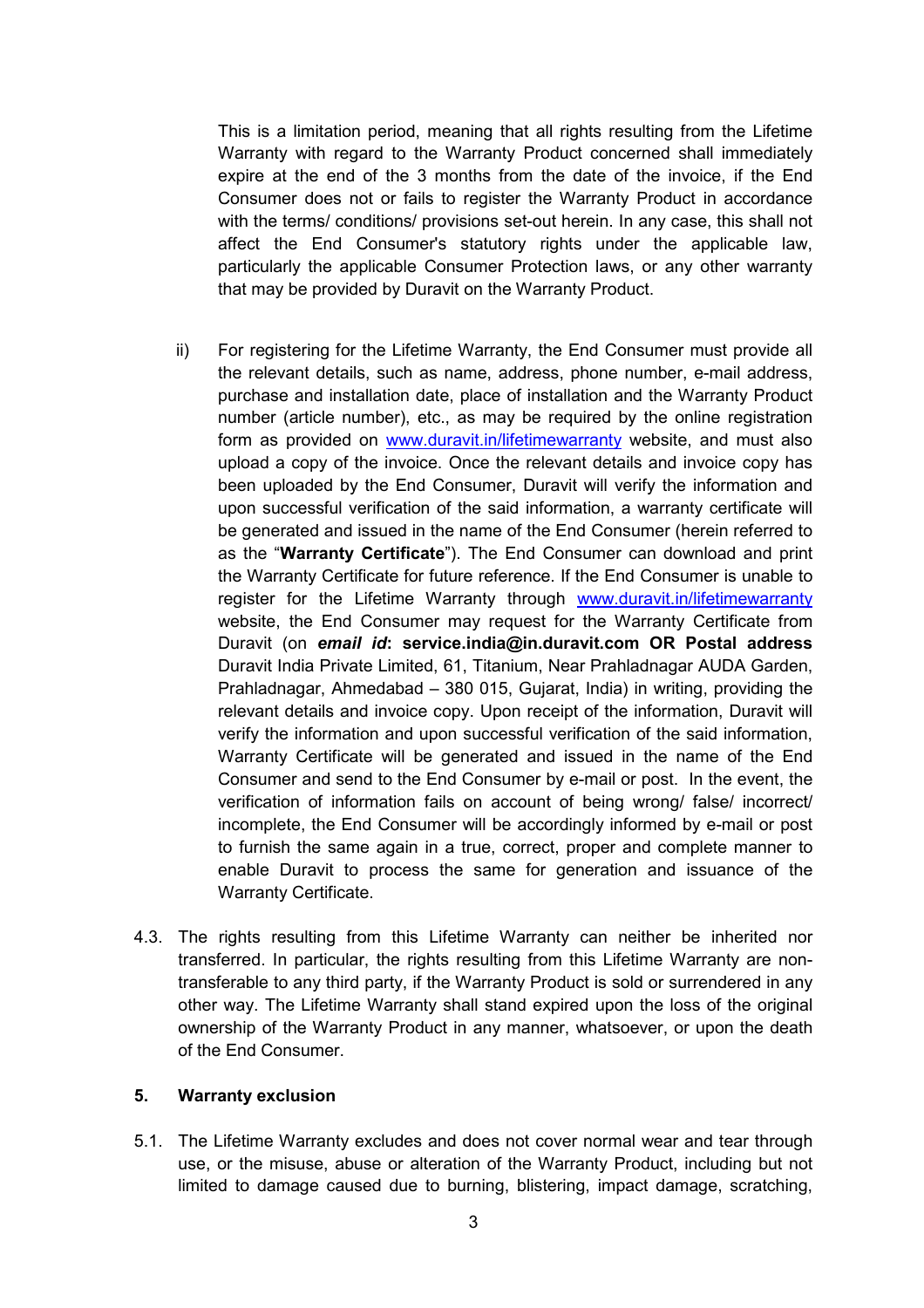This is a limitation period, meaning that all rights resulting from the Lifetime Warranty with regard to the Warranty Product concerned shall immediately expire at the end of the 3 months from the date of the invoice, if the End Consumer does not or fails to register the Warranty Product in accordance with the terms/ conditions/ provisions set-out herein. In any case, this shall not affect the End Consumer's statutory rights under the applicable law, particularly the applicable Consumer Protection laws, or any other warranty that may be provided by Duravit on the Warranty Product.

ii) For registering for the Lifetime Warranty, the End Consumer must provide all the relevant details, such as name, address, phone number, e-mail address, purchase and installation date, place of installation and the Warranty Product number (article number), etc., as may be required by the online registration form as provided on [www.duravit.in/lifetimewarranty](http://www.duravit.in/lifetimewarranty) website, and must also upload a copy of the invoice. Once the relevant details and invoice copy has been uploaded by the End Consumer, Duravit will verify the information and upon successful verification of the said information, a warranty certificate will be generated and issued in the name of the End Consumer (herein referred to as the "**Warranty Certificate**"). The End Consumer can download and print the Warranty Certificate for future reference. If the End Consumer is unable to register for the Lifetime Warranty through [www.duravit.in/lifetimewarranty](http://www.duravit.in/lifetimewarranty) website, the End Consumer may request for the Warranty Certificate from Duravit (on ***email id*****: service.india@in.duravit.com OR Postal address** Duravit India Private Limited, 61, Titanium, Near Prahladnagar AUDA Garden, Prahladnagar, Ahmedabad – 380 015, Gujarat, India) in writing, providing the relevant details and invoice copy. Upon receipt of the information, Duravit will verify the information and upon successful verification of the said information, Warranty Certificate will be generated and issued in the name of the End Consumer and send to the End Consumer by e-mail or post. In the event, the verification of information fails on account of being wrong/ false/ incorrect/ incomplete, the End Consumer will be accordingly informed by e-mail or post to furnish the same again in a true, correct, proper and complete manner to enable Duravit to process the same for generation and issuance of the Warranty Certificate.

4.3. The rights resulting from this Lifetime Warranty can neither be inherited nor transferred. In particular, the rights resulting from this Lifetime Warranty are non-transferable to any third party, if the Warranty Product is sold or surrendered in any other way. The Lifetime Warranty shall stand expired upon the loss of the original ownership of the Warranty Product in any manner, whatsoever, or upon the death of the End Consumer.

## 5. Warranty exclusion

5.1. The Lifetime Warranty excludes and does not cover normal wear and tear through use, or the misuse, abuse or alteration of the Warranty Product, including but not limited to damage caused due to burning, blistering, impact damage, scratching,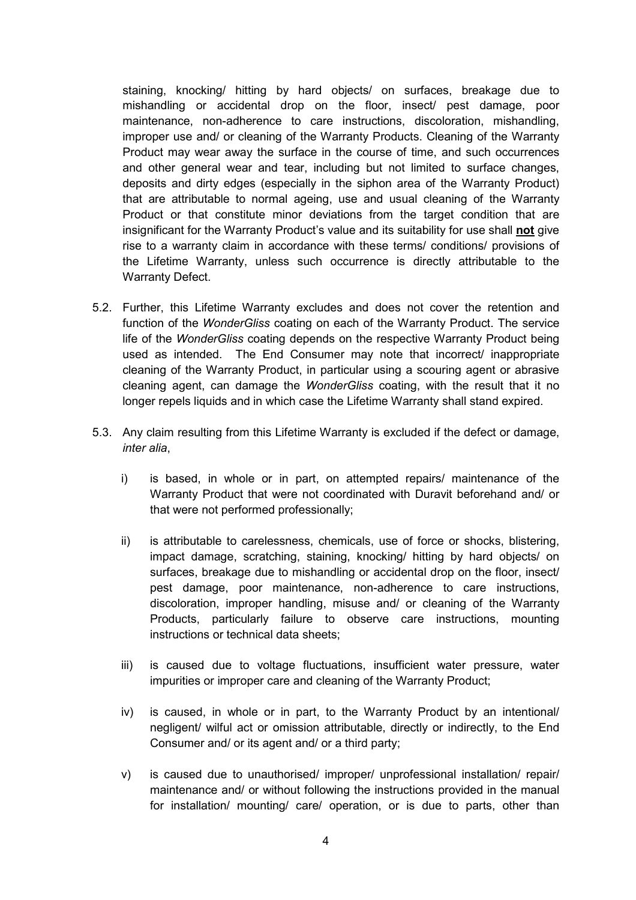staining, knocking/ hitting by hard objects/ on surfaces, breakage due to mishandling or accidental drop on the floor, insect/ pest damage, poor maintenance, non-adherence to care instructions, discoloration, mishandling, improper use and/ or cleaning of the Warranty Products. Cleaning of the Warranty Product may wear away the surface in the course of time, and such occurrences and other general wear and tear, including but not limited to surface changes, deposits and dirty edges (especially in the siphon area of the Warranty Product) that are attributable to normal ageing, use and usual cleaning of the Warranty Product or that constitute minor deviations from the target condition that are insignificant for the Warranty Product's value and its suitability for use shall **<u>not</u>** give rise to a warranty claim in accordance with these terms/ conditions/ provisions of the Lifetime Warranty, unless such occurrence is directly attributable to the Warranty Defect.

5.2. Further, this Lifetime Warranty excludes and does not cover the retention and function of the *WonderGliss* coating on each of the Warranty Product. The service life of the *WonderGliss* coating depends on the respective Warranty Product being used as intended. The End Consumer may note that incorrect/ inappropriate cleaning of the Warranty Product, in particular using a scouring agent or abrasive cleaning agent, can damage the *WonderGliss* coating, with the result that it no longer repels liquids and in which case the Lifetime Warranty shall stand expired.

5.3. Any claim resulting from this Lifetime Warranty is excluded if the defect or damage, *inter alia*,

i) is based, in whole or in part, on attempted repairs/ maintenance of the Warranty Product that were not coordinated with Duravit beforehand and/ or that were not performed professionally;

ii) is attributable to carelessness, chemicals, use of force or shocks, blistering, impact damage, scratching, staining, knocking/ hitting by hard objects/ on surfaces, breakage due to mishandling or accidental drop on the floor, insect/ pest damage, poor maintenance, non-adherence to care instructions, discoloration, improper handling, misuse and/ or cleaning of the Warranty Products, particularly failure to observe care instructions, mounting instructions or technical data sheets;

iii) is caused due to voltage fluctuations, insufficient water pressure, water impurities or improper care and cleaning of the Warranty Product;

iv) is caused, in whole or in part, to the Warranty Product by an intentional/ negligent/ wilful act or omission attributable, directly or indirectly, to the End Consumer and/ or its agent and/ or a third party;

v) is caused due to unauthorised/ improper/ unprofessional installation/ repair/ maintenance and/ or without following the instructions provided in the manual for installation/ mounting/ care/ operation, or is due to parts, other than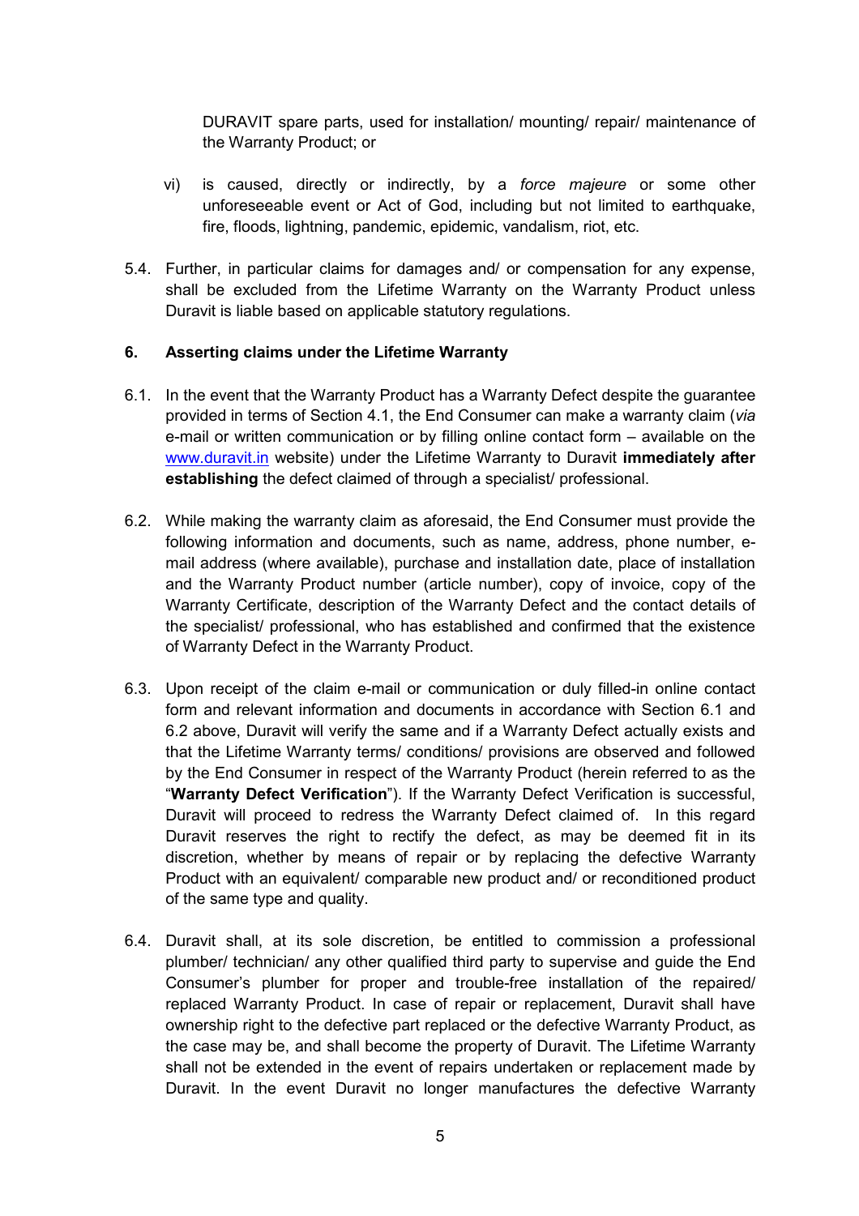DURAVIT spare parts, used for installation/ mounting/ repair/ maintenance of the Warranty Product; or

vi) is caused, directly or indirectly, by a *force majeure* or some other unforeseeable event or Act of God, including but not limited to earthquake, fire, floods, lightning, pandemic, epidemic, vandalism, riot, etc.

5.4. Further, in particular claims for damages and/ or compensation for any expense, shall be excluded from the Lifetime Warranty on the Warranty Product unless Duravit is liable based on applicable statutory regulations.

### 6. Asserting claims under the Lifetime Warranty

6.1. In the event that the Warranty Product has a Warranty Defect despite the guarantee provided in terms of Section 4.1, the End Consumer can make a warranty claim (*via* e-mail or written communication or by filling online contact form – available on the www.duravit.in website) under the Lifetime Warranty to Duravit **immediately after establishing** the defect claimed of through a specialist/ professional.

6.2. While making the warranty claim as aforesaid, the End Consumer must provide the following information and documents, such as name, address, phone number, e-mail address (where available), purchase and installation date, place of installation and the Warranty Product number (article number), copy of invoice, copy of the Warranty Certificate, description of the Warranty Defect and the contact details of the specialist/ professional, who has established and confirmed that the existence of Warranty Defect in the Warranty Product.

6.3. Upon receipt of the claim e-mail or communication or duly filled-in online contact form and relevant information and documents in accordance with Section 6.1 and 6.2 above, Duravit will verify the same and if a Warranty Defect actually exists and that the Lifetime Warranty terms/ conditions/ provisions are observed and followed by the End Consumer in respect of the Warranty Product (herein referred to as the "**Warranty Defect Verification**"). If the Warranty Defect Verification is successful, Duravit will proceed to redress the Warranty Defect claimed of. In this regard Duravit reserves the right to rectify the defect, as may be deemed fit in its discretion, whether by means of repair or by replacing the defective Warranty Product with an equivalent/ comparable new product and/ or reconditioned product of the same type and quality.

6.4. Duravit shall, at its sole discretion, be entitled to commission a professional plumber/ technician/ any other qualified third party to supervise and guide the End Consumer's plumber for proper and trouble-free installation of the repaired/ replaced Warranty Product. In case of repair or replacement, Duravit shall have ownership right to the defective part replaced or the defective Warranty Product, as the case may be, and shall become the property of Duravit. The Lifetime Warranty shall not be extended in the event of repairs undertaken or replacement made by Duravit. In the event Duravit no longer manufactures the defective Warranty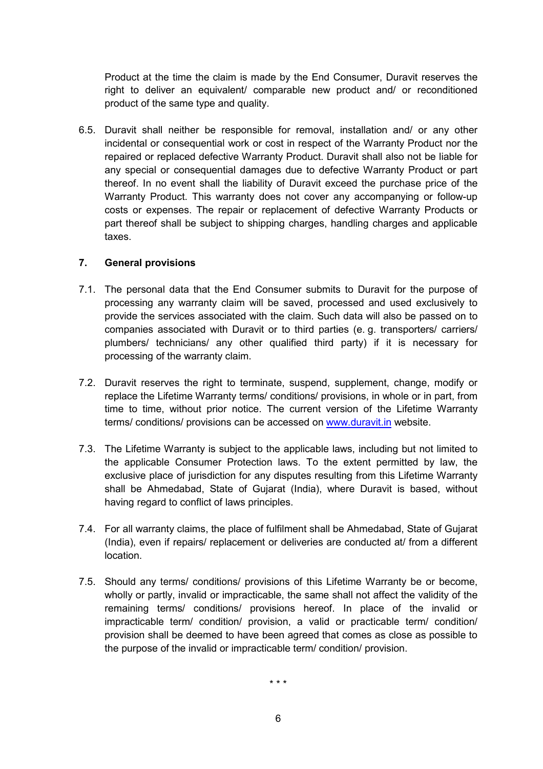Product at the time the claim is made by the End Consumer, Duravit reserves the right to deliver an equivalent/ comparable new product and/ or reconditioned product of the same type and quality.

6.5. Duravit shall neither be responsible for removal, installation and/ or any other incidental or consequential work or cost in respect of the Warranty Product nor the repaired or replaced defective Warranty Product. Duravit shall also not be liable for any special or consequential damages due to defective Warranty Product or part thereof. In no event shall the liability of Duravit exceed the purchase price of the Warranty Product. This warranty does not cover any accompanying or follow-up costs or expenses. The repair or replacement of defective Warranty Products or part thereof shall be subject to shipping charges, handling charges and applicable taxes.

**7. General provisions**

7.1. The personal data that the End Consumer submits to Duravit for the purpose of processing any warranty claim will be saved, processed and used exclusively to provide the services associated with the claim. Such data will also be passed on to companies associated with Duravit or to third parties (e. g. transporters/ carriers/ plumbers/ technicians/ any other qualified third party) if it is necessary for processing of the warranty claim.

7.2. Duravit reserves the right to terminate, suspend, supplement, change, modify or replace the Lifetime Warranty terms/ conditions/ provisions, in whole or in part, from time to time, without prior notice. The current version of the Lifetime Warranty terms/ conditions/ provisions can be accessed on www.duravit.in website.

7.3. The Lifetime Warranty is subject to the applicable laws, including but not limited to the applicable Consumer Protection laws. To the extent permitted by law, the exclusive place of jurisdiction for any disputes resulting from this Lifetime Warranty shall be Ahmedabad, State of Gujarat (India), where Duravit is based, without having regard to conflict of laws principles.

7.4. For all warranty claims, the place of fulfilment shall be Ahmedabad, State of Gujarat (India), even if repairs/ replacement or deliveries are conducted at/ from a different location.

7.5. Should any terms/ conditions/ provisions of this Lifetime Warranty be or become, wholly or partly, invalid or impracticable, the same shall not affect the validity of the remaining terms/ conditions/ provisions hereof. In place of the invalid or impracticable term/ condition/ provision, a valid or practicable term/ condition/ provision shall be deemed to have been agreed that comes as close as possible to the purpose of the invalid or impracticable term/ condition/ provision.

\* \* \*